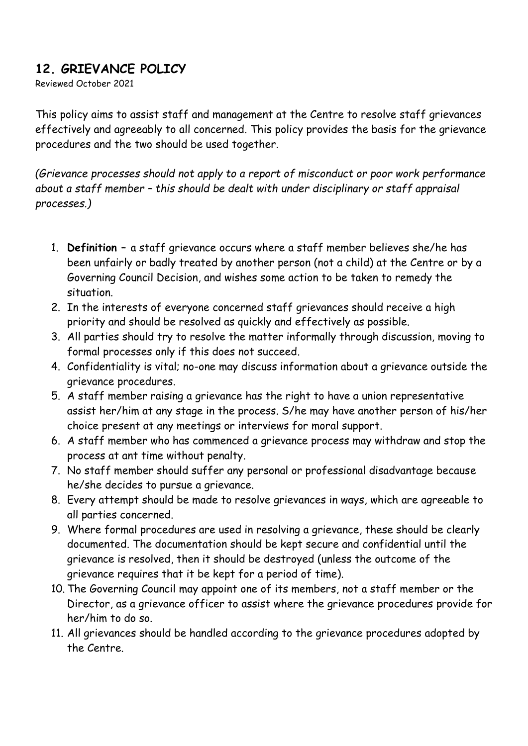## 12. GRIEVANCE POLICY

Reviewed October 2021

This policy aims to assist staff and management at the Centre to resolve staff grievances effectively and agreeably to all concerned. This policy provides the basis for the grievance procedures and the two should be used together.

*(Grievance processes should not apply to a report of misconduct or poor work performance about a staff member – this should be dealt with under disciplinary or staff appraisal processes.)*

1. **Definition** – a staff grievance occurs where a staff member believes she/he has been unfairly or badly treated by another person (not a child) at the Centre or by a Governing Council Decision, and wishes some action to be taken to remedy the situation.
2. In the interests of everyone concerned staff grievances should receive a high priority and should be resolved as quickly and effectively as possible.
3. All parties should try to resolve the matter informally through discussion, moving to formal processes only if this does not succeed.
4. Confidentiality is vital; no-one may discuss information about a grievance outside the grievance procedures.
5. A staff member raising a grievance has the right to have a union representative assist her/him at any stage in the process. S/he may have another person of his/her choice present at any meetings or interviews for moral support.
6. A staff member who has commenced a grievance process may withdraw and stop the process at ant time without penalty.
7. No staff member should suffer any personal or professional disadvantage because he/she decides to pursue a grievance.
8. Every attempt should be made to resolve grievances in ways, which are agreeable to all parties concerned.
9. Where formal procedures are used in resolving a grievance, these should be clearly documented. The documentation should be kept secure and confidential until the grievance is resolved, then it should be destroyed (unless the outcome of the grievance requires that it be kept for a period of time).
10. The Governing Council may appoint one of its members, not a staff member or the Director, as a grievance officer to assist where the grievance procedures provide for her/him to do so.
11. All grievances should be handled according to the grievance procedures adopted by the Centre.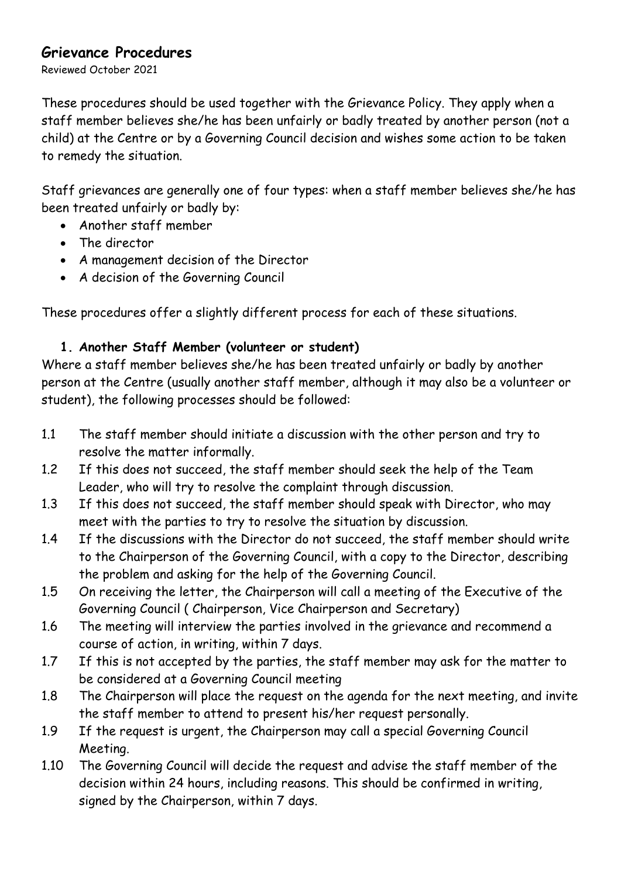# Grievance Procedures

Reviewed October 2021

These procedures should be used together with the Grievance Policy. They apply when a staff member believes she/he has been unfairly or badly treated by another person (not a child) at the Centre or by a Governing Council decision and wishes some action to be taken to remedy the situation.

Staff grievances are generally one of four types: when a staff member believes she/he has been treated unfairly or badly by:

- Another staff member
- The director
- A management decision of the Director
- A decision of the Governing Council

These procedures offer a slightly different process for each of these situations.

### 1. Another Staff Member (volunteer or student)

Where a staff member believes she/he has been treated unfairly or badly by another person at the Centre (usually another staff member, although it may also be a volunteer or student), the following processes should be followed:

1.1 The staff member should initiate a discussion with the other person and try to resolve the matter informally.

1.2 If this does not succeed, the staff member should seek the help of the Team Leader, who will try to resolve the complaint through discussion.

1.3 If this does not succeed, the staff member should speak with Director, who may meet with the parties to try to resolve the situation by discussion.

1.4 If the discussions with the Director do not succeed, the staff member should write to the Chairperson of the Governing Council, with a copy to the Director, describing the problem and asking for the help of the Governing Council.

1.5 On receiving the letter, the Chairperson will call a meeting of the Executive of the Governing Council ( Chairperson, Vice Chairperson and Secretary)

1.6 The meeting will interview the parties involved in the grievance and recommend a course of action, in writing, within 7 days.

1.7 If this is not accepted by the parties, the staff member may ask for the matter to be considered at a Governing Council meeting

1.8 The Chairperson will place the request on the agenda for the next meeting, and invite the staff member to attend to present his/her request personally.

1.9 If the request is urgent, the Chairperson may call a special Governing Council Meeting.

1.10 The Governing Council will decide the request and advise the staff member of the decision within 24 hours, including reasons. This should be confirmed in writing, signed by the Chairperson, within 7 days.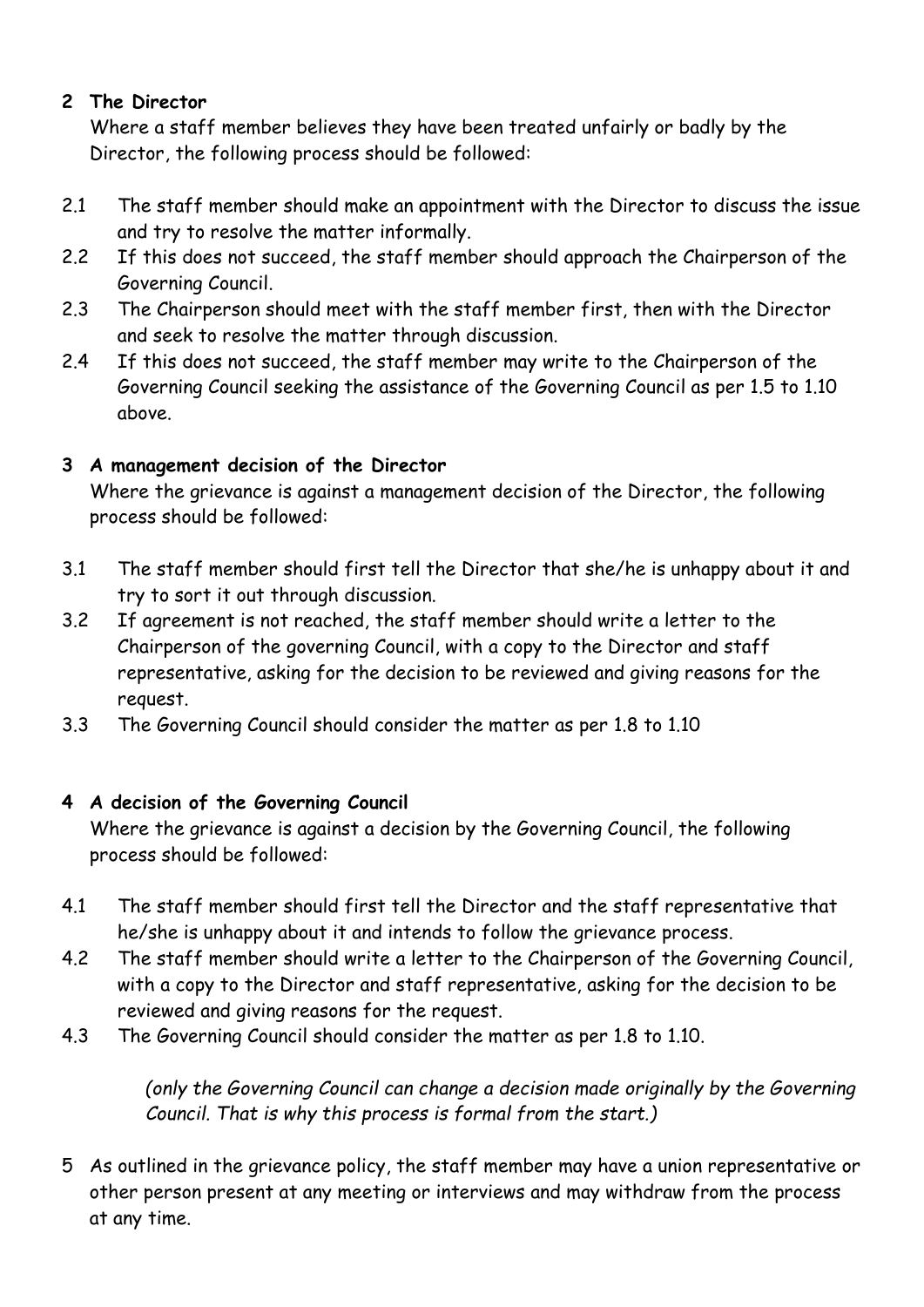**2 The Director**

Where a staff member believes they have been treated unfairly or badly by the Director, the following process should be followed:

2.1 The staff member should make an appointment with the Director to discuss the issue and try to resolve the matter informally.

2.2 If this does not succeed, the staff member should approach the Chairperson of the Governing Council.

2.3 The Chairperson should meet with the staff member first, then with the Director and seek to resolve the matter through discussion.

2.4 If this does not succeed, the staff member may write to the Chairperson of the Governing Council seeking the assistance of the Governing Council as per 1.5 to 1.10 above.

**3 A management decision of the Director**

Where the grievance is against a management decision of the Director, the following process should be followed:

3.1 The staff member should first tell the Director that she/he is unhappy about it and try to sort it out through discussion.

3.2 If agreement is not reached, the staff member should write a letter to the Chairperson of the governing Council, with a copy to the Director and staff representative, asking for the decision to be reviewed and giving reasons for the request.

3.3 The Governing Council should consider the matter as per 1.8 to 1.10

**4 A decision of the Governing Council**

Where the grievance is against a decision by the Governing Council, the following process should be followed:

4.1 The staff member should first tell the Director and the staff representative that he/she is unhappy about it and intends to follow the grievance process.

4.2 The staff member should write a letter to the Chairperson of the Governing Council, with a copy to the Director and staff representative, asking for the decision to be reviewed and giving reasons for the request.

4.3 The Governing Council should consider the matter as per 1.8 to 1.10.

*(only the Governing Council can change a decision made originally by the Governing Council. That is why this process is formal from the start.)*

5 As outlined in the grievance policy, the staff member may have a union representative or other person present at any meeting or interviews and may withdraw from the process at any time.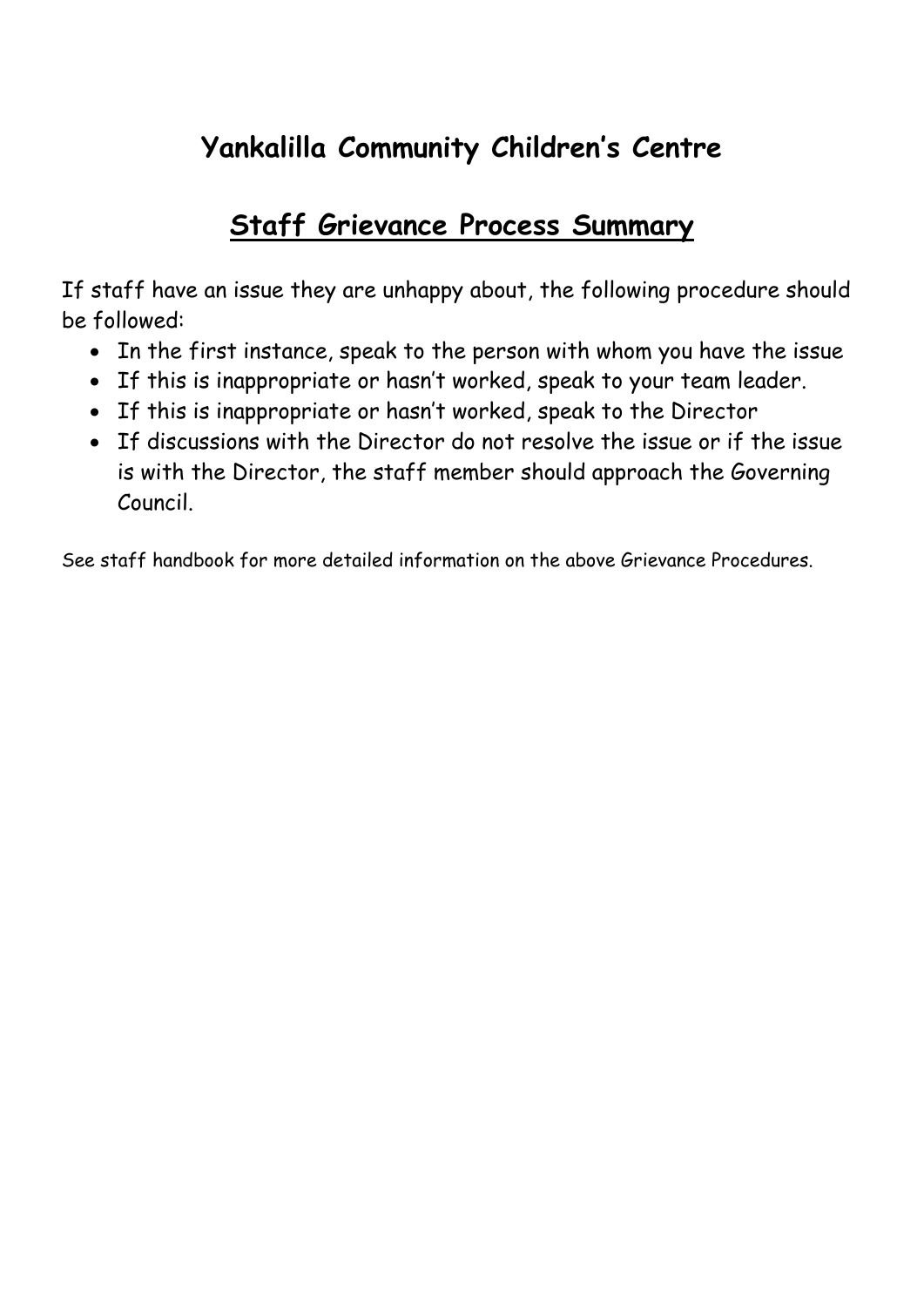# Yankalilla Community Children's Centre

## <u>Staff Grievance Process Summary</u>

If staff have an issue they are unhappy about, the following procedure should be followed:

- In the first instance, speak to the person with whom you have the issue
- If this is inappropriate or hasn't worked, speak to your team leader.
- If this is inappropriate or hasn't worked, speak to the Director
- If discussions with the Director do not resolve the issue or if the issue is with the Director, the staff member should approach the Governing Council.

See staff handbook for more detailed information on the above Grievance Procedures.